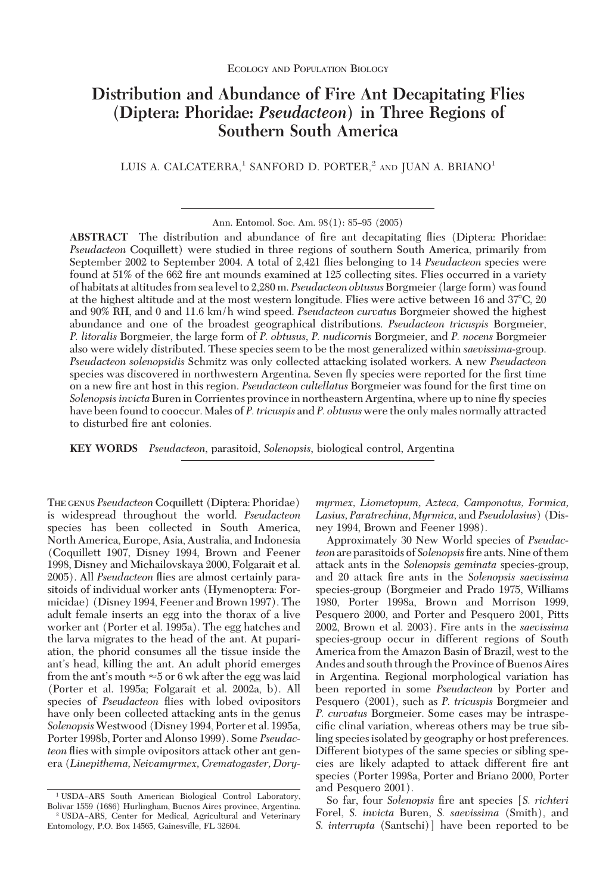Ecology and Population Biology

# Distribution and Abundance of Fire Ant Decapitating Flies (Diptera: Phoridae: *Pseudacteon*) in Three Regions of Southern South America

LUIS A. CALCATERRA,[1] SANFORD D. PORTER,[2] AND JUAN A. BRIANO[1]

Ann. Entomol. Soc. Am. 98(1): 85–95 (2005)

**ABSTRACT** The distribution and abundance of fire ant decapitating flies (Diptera: Phoridae: *Pseudacteon* Coquillett) were studied in three regions of southern South America, primarily from September 2002 to September 2004. A total of 2,421 flies belonging to 14 *Pseudacteon* species were found at 51% of the 662 fire ant mounds examined at 125 collecting sites. Flies occurred in a variety of habitats at altitudes from sea level to 2,280 m. *Pseudacteon obtusus* Borgmeier (large form) was found at the highest altitude and at the most western longitude. Flies were active between 16 and 37°C, 20 and 90% RH, and 0 and 11.6 km/h wind speed. *Pseudacteon curvatus* Borgmeier showed the highest abundance and one of the broadest geographical distributions. *Pseudacteon tricuspis* Borgmeier, *P. litoralis* Borgmeier, the large form of *P. obtusus*, *P. nudicornis* Borgmeier, and *P. nocens* Borgmeier also were widely distributed. These species seem to be the most generalized within *saevissima*-group. *Pseudacteon solenopsidis* Schmitz was only collected attacking isolated workers. A new *Pseudacteon* species was discovered in northwestern Argentina. Seven fly species were reported for the first time on a new fire ant host in this region. *Pseudacteon cultellatus* Borgmeier was found for the first time on *Solenopsis invicta* Buren in Corrientes province in northeastern Argentina, where up to nine fly species have been found to cooccur. Males of *P. tricuspis* and *P. obtusus* were the only males normally attracted to disturbed fire ant colonies.

**KEY WORDS** *Pseudacteon*, parasitoid, *Solenopsis*, biological control, Argentina

The genus *Pseudacteon* Coquillett (Diptera: Phoridae) is widespread throughout the world. *Pseudacteon* species has been collected in South America, North America, Europe, Asia, Australia, and Indonesia (Coquillett 1907, Disney 1994, Brown and Feener 1998, Disney and Michailovskaya 2000, Folgarait et al. 2005). All *Pseudacteon* flies are almost certainly parasitoids of individual worker ants (Hymenoptera: Formicidae) (Disney 1994, Feener and Brown 1997). The adult female inserts an egg into the thorax of a live worker ant (Porter et al. 1995a). The egg hatches and the larva migrates to the head of the ant. At pupariation, the phorid consumes all the tissue inside the ant's head, killing the ant. An adult phorid emerges from the ant's mouth ≈5 or 6 wk after the egg was laid (Porter et al. 1995a; Folgarait et al. 2002a, b). All species of *Pseudacteon* flies with lobed ovipositors have only been collected attacking ants in the genus *Solenopsis* Westwood (Disney 1994, Porter et al. 1995a, Porter 1998b, Porter and Alonso 1999). Some *Pseudacteon* flies with simple ovipositors attack other ant genera (*Linepithema*, *Neivamyrmex*, *Crematogaster*, *Dorymyrmex*, *Liometopum*, *Azteca*, *Camponotus*, *Formica*, *Lasius*, *Paratrechina*, *Myrmica*, and *Pseudolasius*) (Disney 1994, Brown and Feener 1998).

Approximately 30 New World species of *Pseudacteon* are parasitoids of *Solenopsis* fire ants. Nine of them attack ants in the *Solenopsis geminata* species-group, and 20 attack fire ants in the *Solenopsis saevissima* species-group (Borgmeier and Prado 1975, Williams 1980, Porter 1998a, Brown and Morrison 1999, Pesquero 2000, and Porter and Pesquero 2001, Pitts 2002, Brown et al. 2003). Fire ants in the *saevissima* species-group occur in different regions of South America from the Amazon Basin of Brazil, west to the Andes and south through the Province of Buenos Aires in Argentina. Regional morphological variation has been reported in some *Pseudacteon* by Porter and Pesquero (2001), such as *P. tricuspis* Borgmeier and *P. curvatus* Borgmeier. Some cases may be intraspecific clinal variation, whereas others may be true sibling species isolated by geography or host preferences. Different biotypes of the same species or sibling species are likely adapted to attack different fire ant species (Porter 1998a, Porter and Briano 2000, Porter and Pesquero 2001).

So far, four *Solenopsis* fire ant species [*S. richteri* Forel, *S. invicta* Buren, *S. saevissima* (Smith), and *S. interrupta* (Santschi)] have been reported to be

[1] USDA–ARS South American Biological Control Laboratory, Bolivar 1559 (1686) Hurlingham, Buenos Aires province, Argentina.

[2] USDA–ARS, Center for Medical, Agricultural and Veterinary Entomology, P.O. Box 14565, Gainesville, FL 32604.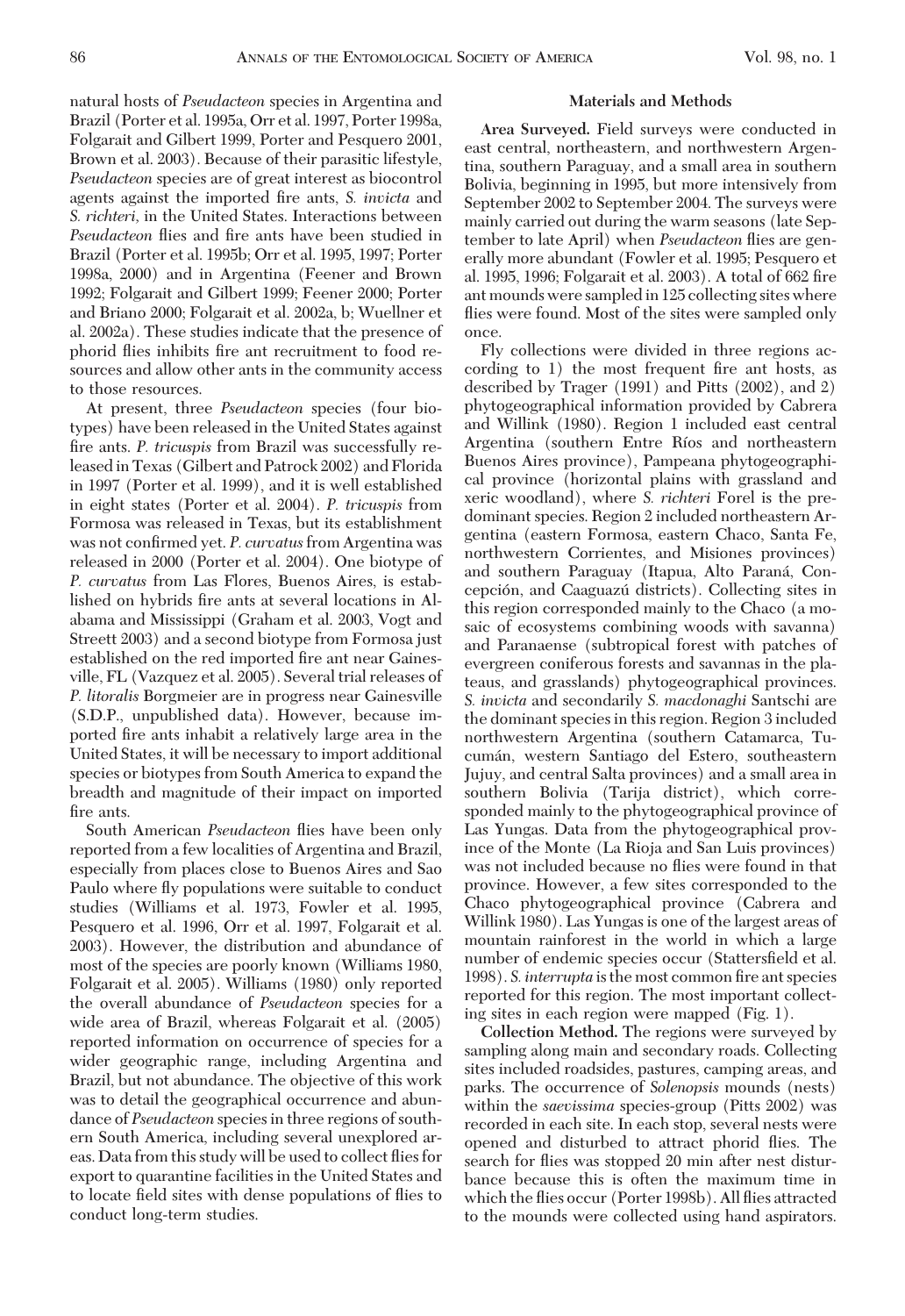natural hosts of *Pseudacteon* species in Argentina and Brazil (Porter et al. 1995a, Orr et al. 1997, Porter 1998a, Folgarait and Gilbert 1999, Porter and Pesquero 2001, Brown et al. 2003). Because of their parasitic lifestyle, *Pseudacteon* species are of great interest as biocontrol agents against the imported fire ants, *S. invicta* and *S. richteri*, in the United States. Interactions between *Pseudacteon* flies and fire ants have been studied in Brazil (Porter et al. 1995b; Orr et al. 1995, 1997; Porter 1998a, 2000) and in Argentina (Feener and Brown 1992; Folgarait and Gilbert 1999; Feener 2000; Porter and Briano 2000; Folgarait et al. 2002a, b; Wuellner et al. 2002a). These studies indicate that the presence of phorid flies inhibits fire ant recruitment to food resources and allow other ants in the community access to those resources.

At present, three *Pseudacteon* species (four biotypes) have been released in the United States against fire ants. *P. tricuspis* from Brazil was successfully released in Texas (Gilbert and Patrock 2002) and Florida in 1997 (Porter et al. 1999), and it is well established in eight states (Porter et al. 2004). *P. tricuspis* from Formosa was released in Texas, but its establishment was not confirmed yet. *P. curvatus* from Argentina was released in 2000 (Porter et al. 2004). One biotype of *P. curvatus* from Las Flores, Buenos Aires, is established on hybrids fire ants at several locations in Alabama and Mississippi (Graham et al. 2003, Vogt and Streett 2003) and a second biotype from Formosa just established on the red imported fire ant near Gainesville, FL (Vazquez et al. 2005). Several trial releases of *P. litoralis* Borgmeier are in progress near Gainesville (S.D.P., unpublished data). However, because imported fire ants inhabit a relatively large area in the United States, it will be necessary to import additional species or biotypes from South America to expand the breadth and magnitude of their impact on imported fire ants.

South American *Pseudacteon* flies have been only reported from a few localities of Argentina and Brazil, especially from places close to Buenos Aires and Sao Paulo where fly populations were suitable to conduct studies (Williams et al. 1973, Fowler et al. 1995, Pesquero et al. 1996, Orr et al. 1997, Folgarait et al. 2003). However, the distribution and abundance of most of the species are poorly known (Williams 1980, Folgarait et al. 2005). Williams (1980) only reported the overall abundance of *Pseudacteon* species for a wide area of Brazil, whereas Folgarait et al. (2005) reported information on occurrence of species for a wider geographic range, including Argentina and Brazil, but not abundance. The objective of this work was to detail the geographical occurrence and abundance of *Pseudacteon* species in three regions of southern South America, including several unexplored areas. Data from this study will be used to collect flies for export to quarantine facilities in the United States and to locate field sites with dense populations of flies to conduct long-term studies.

## Materials and Methods

**Area Surveyed.** Field surveys were conducted in east central, northeastern, and northwestern Argentina, southern Paraguay, and a small area in southern Bolivia, beginning in 1995, but more intensively from September 2002 to September 2004. The surveys were mainly carried out during the warm seasons (late September to late April) when *Pseudacteon* flies are generally more abundant (Fowler et al. 1995; Pesquero et al. 1995, 1996; Folgarait et al. 2003). A total of 662 fire ant mounds were sampled in 125 collecting sites where flies were found. Most of the sites were sampled only once.

Fly collections were divided in three regions according to 1) the most frequent fire ant hosts, as described by Trager (1991) and Pitts (2002), and 2) phytogeographical information provided by Cabrera and Willink (1980). Region 1 included east central Argentina (southern Entre Ríos and northeastern Buenos Aires province), Pampeana phytogeographical province (horizontal plains with grassland and xeric woodland), where *S. richteri* Forel is the predominant species. Region 2 included northeastern Argentina (eastern Formosa, eastern Chaco, Santa Fe, northwestern Corrientes, and Misiones provinces) and southern Paraguay (Itapua, Alto Paraná, Concepción, and Caaguazú districts). Collecting sites in this region corresponded mainly to the Chaco (a mosaic of ecosystems combining woods with savanna) and Paranaense (subtropical forest with patches of evergreen coniferous forests and savannas in the plateaus, and grasslands) phytogeographical provinces. *S. invicta* and secondarily *S. macdonaghi* Santschi are the dominant species in this region. Region 3 included northwestern Argentina (southern Catamarca, Tucumán, western Santiago del Estero, southeastern Jujuy, and central Salta provinces) and a small area in southern Bolivia (Tarija district), which corresponded mainly to the phytogeographical province of Las Yungas. Data from the phytogeographical province of the Monte (La Rioja and San Luis provinces) was not included because no flies were found in that province. However, a few sites corresponded to the Chaco phytogeographical province (Cabrera and Willink 1980). Las Yungas is one of the largest areas of mountain rainforest in the world in which a large number of endemic species occur (Stattersfield et al. 1998). *S. interrupta* is the most common fire ant species reported for this region. The most important collecting sites in each region were mapped (Fig. 1).

**Collection Method.** The regions were surveyed by sampling along main and secondary roads. Collecting sites included roadsides, pastures, camping areas, and parks. The occurrence of *Solenopsis* mounds (nests) within the *saevissima* species-group (Pitts 2002) was recorded in each site. In each stop, several nests were opened and disturbed to attract phorid flies. The search for flies was stopped 20 min after nest disturbance because this is often the maximum time in which the flies occur (Porter 1998b). All flies attracted to the mounds were collected using hand aspirators.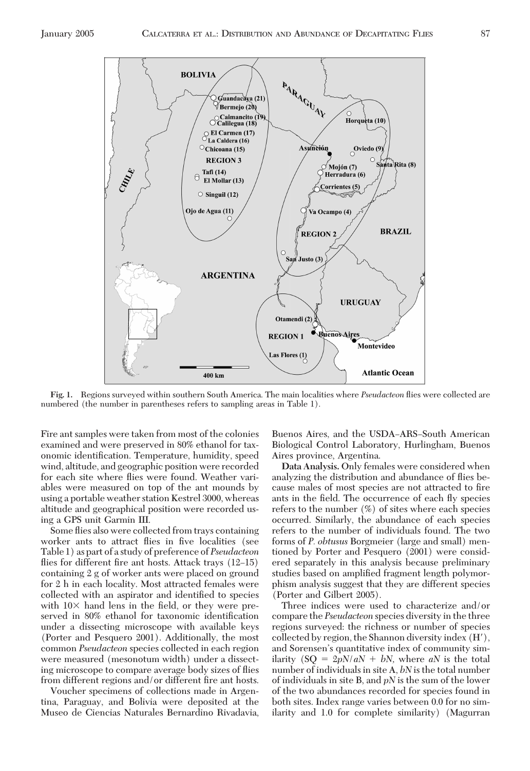**Fig. 1.** Regions surveyed within southern South America. The main localities where *Pseudacteon* flies were collected are numbered (the number in parentheses refers to sampling areas in Table 1).

Fire ant samples were taken from most of the colonies examined and were preserved in 80% ethanol for taxonomic identification. Temperature, humidity, speed wind, altitude, and geographic position were recorded for each site where flies were found. Weather variables were measured on top of the ant mounds by using a portable weather station Kestrel 3000, whereas altitude and geographical position were recorded using a GPS unit Garmin III.

Some flies also were collected from trays containing worker ants to attract flies in five localities (see Table 1) as part of a study of preference of *Pseudacteon* flies for different fire ant hosts. Attack trays (12–15) containing 2 g of worker ants were placed on ground for 2 h in each locality. Most attracted females were collected with an aspirator and identified to species with 10× hand lens in the field, or they were preserved in 80% ethanol for taxonomic identification under a dissecting microscope with available keys (Porter and Pesquero 2001). Additionally, the most common *Pseudacteon* species collected in each region were measured (mesonotum width) under a dissecting microscope to compare average body sizes of flies from different regions and/or different fire ant hosts.

Voucher specimens of collections made in Argentina, Paraguay, and Bolivia were deposited at the Museo de Ciencias Naturales Bernardino Rivadavia, Buenos Aires, and the USDA–ARS–South American Biological Control Laboratory, Hurlingham, Buenos Aires province, Argentina.

**Data Analysis.** Only females were considered when analyzing the distribution and abundance of flies because males of most species are not attracted to fire ants in the field. The occurrence of each fly species refers to the number (%) of sites where each species occurred. Similarly, the abundance of each species refers to the number of individuals found. The two forms of *P. obtusus* Borgmeier (large and small) mentioned by Porter and Pesquero (2001) were considered separately in this analysis because preliminary studies based on amplified fragment length polymorphism analysis suggest that they are different species (Porter and Gilbert 2005).

Three indices were used to characterize and/or compare the *Pseudacteon* species diversity in the three regions surveyed: the richness or number of species collected by region, the Shannon diversity index (H′), and Sorensen's quantitative index of community similarity ($SQ = 2pN/aN + bN$, where $aN$ is the total number of individuals in site A, $bN$ is the total number of individuals in site B, and $pN$ is the sum of the lower of the two abundances recorded for species found in both sites. Index range varies between 0.0 for no similarity and 1.0 for complete similarity) (Magurran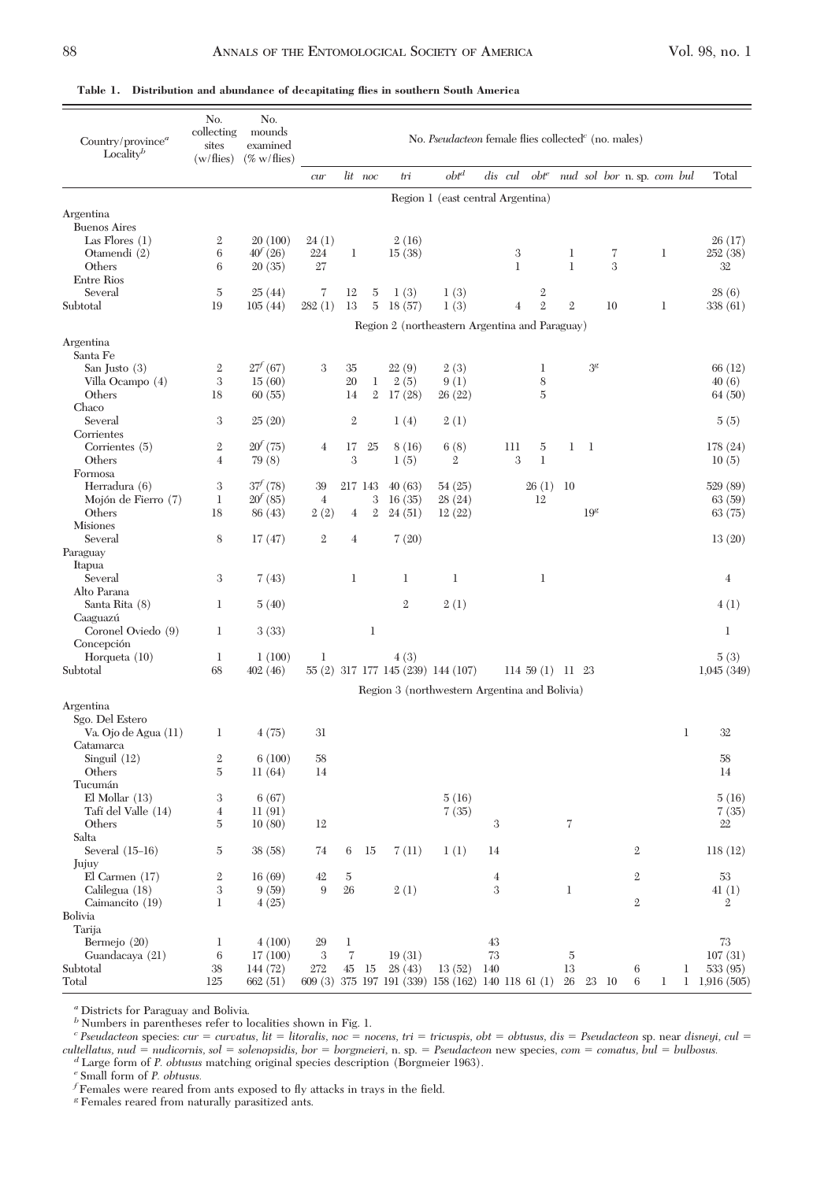**Table 1. Distribution and abundance of decapitating flies in southern South America**

| Country/province[a] Locality[b] | No. collecting sites (w/flies) | No. mounds examined (% w/flies) | No. *Pseudacteon* female flies collected[c] (no. males) | | | | | | | | | | | | | | Total |
|---|---|---|---|---|---|---|---|---|---|---|---|---|---|---|---|---|---|
| | | | *cur* | *lit* | *noc* | *tri* | *obt*[d] | *dis* | *cul* | *obt*[e] | *nud* | *sol* | *bor* | n. sp. | *com* | *bul* | |
| **Region 1 (east central Argentina)** | | | | | | | | | | | | | | | | | |
| Argentina | | | | | | | | | | | | | | | | | |
| Buenos Aires | | | | | | | | | | | | | | | | | |
| Las Flores (1) | 2 | 20 (100) | 24 (1) | | | 2 (16) | | | | | | | | | | | 26 (17) |
| Otamendi (2) | 6 | 40[f] (26) | 224 | 1 | | 15 (38) | | | 3 | | 1 | | 7 | | 1 | | 252 (38) |
| Others | 6 | 20 (35) | 27 | | | | | | 1 | | 1 | | 3 | | | | 32 |
| Entre Rios | | | | | | | | | | | | | | | | | |
| Several | 5 | 25 (44) | 7 | 12 | 5 | 1 (3) | 1 (3) | | | 2 | | | | | | | 28 (6) |
| Subtotal | 19 | 105 (44) | 282 (1) | 13 | 5 | 18 (57) | 1 (3) | | 4 | 2 | 2 | | 10 | | 1 | | 338 (61) |
| **Region 2 (northeastern Argentina and Paraguay)** | | | | | | | | | | | | | | | | | |
| Argentina | | | | | | | | | | | | | | | | | |
| Santa Fe | | | | | | | | | | | | | | | | | |
| San Justo (3) | 2 | 27[f] (67) | 3 | 35 | | 22 (9) | 2 (3) | | | 1 | | 3[g] | | | | | 66 (12) |
| Villa Ocampo (4) | 3 | 15 (60) | | 20 | 1 | 2 (5) | 9 (1) | | | 8 | | | | | | | 40 (6) |
| Others | 18 | 60 (55) | | 14 | 2 | 17 (28) | 26 (22) | | | 5 | | | | | | | 64 (50) |
| Chaco | | | | | | | | | | | | | | | | | |
| Several | 3 | 25 (20) | | 2 | | 1 (4) | 2 (1) | | | | | | | | | | 5 (5) |
| Corrientes | | | | | | | | | | | | | | | | | |
| Corrientes (5) | 2 | 20[f] (75) | 4 | 17 | 25 | 8 (16) | 6 (8) | | 111 | 5 | 1 | 1 | | | | | 178 (24) |
| Others | 4 | 79 (8) | | 3 | | 1 (5) | 2 | | 3 | 1 | | | | | | | 10 (5) |
| Formosa | | | | | | | | | | | | | | | | | |
| Herradura (6) | 3 | 37[f] (78) | 39 | 217 | 143 | 40 (63) | 54 (25) | | | 26 (1) | 10 | | | | | | 529 (89) |
| Mojón de Fierro (7) | 1 | 20[f] (85) | 4 | | 3 | 16 (35) | 28 (24) | | | 12 | | | | | | | 63 (59) |
| Others | 18 | 86 (43) | 2 (2) | 4 | 2 | 24 (51) | 12 (22) | | | | | 19[g] | | | | | 63 (75) |
| Misiones | | | | | | | | | | | | | | | | | |
| Several | 8 | 17 (47) | 2 | 4 | | 7 (20) | | | | | | | | | | | 13 (20) |
| Paraguay | | | | | | | | | | | | | | | | | |
| Itapua | | | | | | | | | | | | | | | | | |
| Several | 3 | 7 (43) | | 1 | | 1 | 1 | | | 1 | | | | | | | 4 |
| Alto Parana | | | | | | | | | | | | | | | | | |
| Santa Rita (8) | 1 | 5 (40) | | | | 2 | 2 (1) | | | | | | | | | | 4 (1) |
| Caaguazú | | | | | | | | | | | | | | | | | |
| Coronel Oviedo (9) | 1 | 3 (33) | | | 1 | | | | | | | | | | | | 1 |
| Concepción | | | | | | | | | | | | | | | | | |
| Horqueta (10) | 1 | 1 (100) | 1 | | | 4 (3) | | | | | | | | | | | 5 (3) |
| Subtotal | 68 | 402 (46) | 55 (2) | 317 | 177 | 145 (239) | 144 (107) | | 114 | 59 (1) | 11 | 23 | | | | | 1,045 (349) |
| **Region 3 (northwestern Argentina and Bolivia)** | | | | | | | | | | | | | | | | | |
| Argentina | | | | | | | | | | | | | | | | | |
| Sgo. Del Estero | | | | | | | | | | | | | | | | | |
| Va. Ojo de Agua (11) | 1 | 4 (75) | 31 | | | | | | | | | | | | | 1 | 32 |
| Catamarca | | | | | | | | | | | | | | | | | |
| Singuil (12) | 2 | 6 (100) | 58 | | | | | | | | | | | | | | 58 |
| Others | 5 | 11 (64) | 14 | | | | | | | | | | | | | | 14 |
| Tucumán | | | | | | | | | | | | | | | | | |
| El Mollar (13) | 3 | 6 (67) | | | | | 5 (16) | | | | | | | | | | 5 (16) |
| Tafí del Valle (14) | 4 | 11 (91) | | | | | 7 (35) | | | | | | | | | | 7 (35) |
| Others | 5 | 10 (80) | 12 | | | | | 3 | | | 7 | | | | | | 22 |
| Salta | | | | | | | | | | | | | | | | | |
| Several (15–16) | 5 | 38 (58) | 74 | 6 | 15 | 7 (11) | 1 (1) | 14 | | | | | | 2 | | | 118 (12) |
| Jujuy | | | | | | | | | | | | | | | | | |
| El Carmen (17) | 2 | 16 (69) | 42 | 5 | | | | 4 | | | | | | 2 | | | 53 |
| Calilegua (18) | 3 | 9 (59) | 9 | 26 | | 2 (1) | | 3 | | | 1 | | | | | | 41 (1) |
| Caimancito (19) | 1 | 4 (25) | | | | | | | | | | | | 2 | | | 2 |
| Bolivia | | | | | | | | | | | | | | | | | |
| Tarija | | | | | | | | | | | | | | | | | |
| Bermejo (20) | 1 | 4 (100) | 29 | 1 | | | | 43 | | | | | | | | | 73 |
| Guandacaya (21) | 6 | 17 (100) | 3 | 7 | | 19 (31) | | 73 | | | 5 | | | | | | 107 (31) |
| Subtotal | 38 | 144 (72) | 272 | 45 | 15 | 28 (43) | 13 (52) | 140 | | | 13 | | | 6 | | 1 | 533 (95) |
| Total | 125 | 662 (51) | 609 (3) | 375 | 197 | 191 (339) | 158 (162) | 140 | 118 | 61 (1) | 26 | 23 | 10 | 6 | 1 | 1 | 1,916 (505) |

[a] Districts for Paraguay and Bolivia.
[b] Numbers in parentheses refer to localities shown in Fig. 1.
[c] *Pseudacteon* species: *cur* = *curvatus*, *lit* = *litoralis*, *noc* = *nocens*, *tri* = *tricuspis*, *obt* = *obtusus*, *dis* = *Pseudacteon* sp. near *disneyi*, *cul* = *cultellatus*, *nud* = *nudicornis*, *sol* = *solenopsidis*, *bor* = *borgmeieri*, n. sp. = *Pseudacteon* new species, *com* = *comatus*, *bul* = *bulbosus*.
[d] Large form of *P. obtusus* matching original species description (Borgmeier 1963).
[e] Small form of *P. obtusus*.
[f] Females were reared from ants exposed to fly attacks in trays in the field.
[g] Females reared from naturally parasitized ants.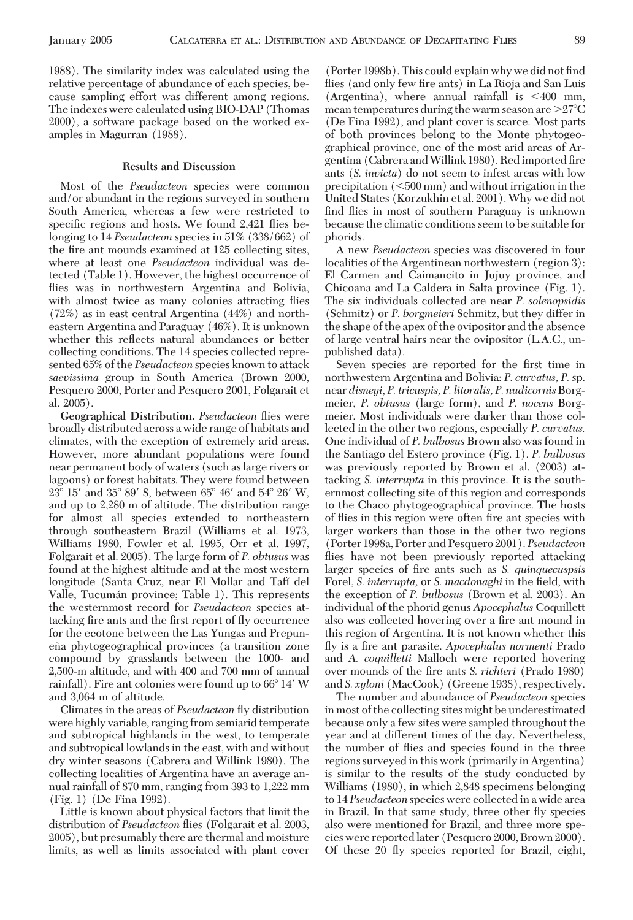1988). The similarity index was calculated using the relative percentage of abundance of each species, because sampling effort was different among regions. The indexes were calculated using BIO-DAP (Thomas 2000), a software package based on the worked examples in Magurran (1988).

## Results and Discussion

Most of the *Pseudacteon* species were common and/or abundant in the regions surveyed in southern South America, whereas a few were restricted to specific regions and hosts. We found 2,421 flies belonging to 14 *Pseudacteon* species in 51% (338/662) of the fire ant mounds examined at 125 collecting sites, where at least one *Pseudacteon* individual was detected (Table 1). However, the highest occurrence of flies was in northwestern Argentina and Bolivia, with almost twice as many colonies attracting flies (72%) as in east central Argentina (44%) and northeastern Argentina and Paraguay (46%). It is unknown whether this reflects natural abundances or better collecting conditions. The 14 species collected represented 65% of the *Pseudacteon* species known to attack *saevissima* group in South America (Brown 2000, Pesquero 2000, Porter and Pesquero 2001, Folgarait et al. 2005).

**Geographical Distribution.** *Pseudacteon* flies were broadly distributed across a wide range of habitats and climates, with the exception of extremely arid areas. However, more abundant populations were found near permanent body of waters (such as large rivers or lagoons) or forest habitats. They were found between 23° 15′ and 35° 89′ S, between 65° 46′ and 54° 26′ W, and up to 2,280 m of altitude. The distribution range for almost all species extended to northeastern through southeastern Brazil (Williams et al. 1973, Williams 1980, Fowler et al. 1995, Orr et al. 1997, Folgarait et al. 2005). The large form of *P. obtusus* was found at the highest altitude and at the most western longitude (Santa Cruz, near El Mollar and Tafí del Valle, Tucumán province; Table 1). This represents the westernmost record for *Pseudacteon* species attacking fire ants and the first report of fly occurrence for the ecotone between the Las Yungas and Prepuneña phytogeographical provinces (a transition zone compound by grasslands between the 1000- and 2,500-m altitude, and with 400 and 700 mm of annual rainfall). Fire ant colonies were found up to 66° 14′ W and 3,064 m of altitude.

Climates in the areas of *Pseudacteon* fly distribution were highly variable, ranging from semiarid temperate and subtropical highlands in the west, to temperate and subtropical lowlands in the east, with and without dry winter seasons (Cabrera and Willink 1980). The collecting localities of Argentina have an average annual rainfall of 870 mm, ranging from 393 to 1,222 mm (Fig. 1) (De Fina 1992).

Little is known about physical factors that limit the distribution of *Pseudacteon* flies (Folgarait et al. 2003, 2005), but presumably there are thermal and moisture limits, as well as limits associated with plant cover (Porter 1998b). This could explain why we did not find flies (and only few fire ants) in La Rioja and San Luis (Argentina), where annual rainfall is <400 mm, mean temperatures during the warm season are >27°C (De Fina 1992), and plant cover is scarce. Most parts of both provinces belong to the Monte phytogeographical province, one of the most arid areas of Argentina (Cabrera and Willink 1980). Red imported fire ants (*S. invicta*) do not seem to infest areas with low precipitation (<500 mm) and without irrigation in the United States (Korzukhin et al. 2001). Why we did not find flies in most of southern Paraguay is unknown because the climatic conditions seem to be suitable for phorids.

A new *Pseudacteon* species was discovered in four localities of the Argentinean northwestern (region 3): El Carmen and Caimancito in Jujuy province, and Chicoana and La Caldera in Salta province (Fig. 1). The six individuals collected are near *P. solenopsidis* (Schmitz) or *P. borgmeieri* Schmitz, but they differ in the shape of the apex of the ovipositor and the absence of large ventral hairs near the ovipositor (L.A.C., unpublished data).

Seven species are reported for the first time in northwestern Argentina and Bolivia: *P. curvatus*, *P.* sp. near *disneyi*, *P. tricuspis*, *P. litoralis*, *P. nudicornis* Borgmeier, *P. obtusus* (large form), and *P. nocens* Borgmeier. Most individuals were darker than those collected in the other two regions, especially *P. curvatus.* One individual of *P. bulbosus* Brown also was found in the Santiago del Estero province (Fig. 1). *P. bulbosus* was previously reported by Brown et al. (2003) attacking *S. interrupta* in this province. It is the southernmost collecting site of this region and corresponds to the Chaco phytogeographical province. The hosts of flies in this region were often fire ant species with larger workers than those in the other two regions (Porter 1998a, Porter and Pesquero 2001). *Pseudacteon* flies have not been previously reported attacking larger species of fire ants such as *S. quinquecuspsis* Forel, *S. interrupta*, or *S. macdonaghi* in the field, with the exception of *P. bulbosus* (Brown et al. 2003). An individual of the phorid genus *Apocephalus* Coquillett also was collected hovering over a fire ant mound in this region of Argentina. It is not known whether this fly is a fire ant parasite. *Apocephalus normenti* Prado and *A. coquilletti* Malloch were reported hovering over mounds of the fire ants *S. richteri* (Prado 1980) and *S. xyloni* (MacCook) (Greene 1938), respectively.

The number and abundance of *Pseudacteon* species in most of the collecting sites might be underestimated because only a few sites were sampled throughout the year and at different times of the day. Nevertheless, the number of flies and species found in the three regions surveyed in this work (primarily in Argentina) is similar to the results of the study conducted by Williams (1980), in which 2,848 specimens belonging to 14 *Pseudacteon* species were collected in a wide area in Brazil. In that same study, three other fly species also were mentioned for Brazil, and three more species were reported later (Pesquero 2000, Brown 2000). Of these 20 fly species reported for Brazil, eight,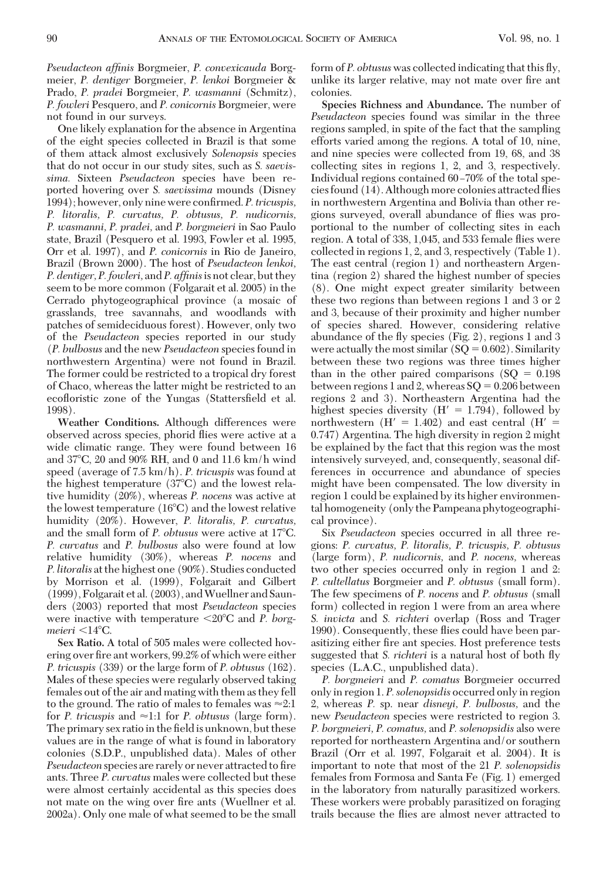*Pseudacteon affinis* Borgmeier, *P. convexicauda* Borgmeier, *P. dentiger* Borgmeier, *P. lenkoi* Borgmeier & Prado, *P. pradei* Borgmeier, *P. wasmanni* (Schmitz), *P. fowleri* Pesquero, and *P. conicornis* Borgmeier, were not found in our surveys.

One likely explanation for the absence in Argentina of the eight species collected in Brazil is that some of them attack almost exclusively *Solenopsis* species that do not occur in our study sites, such as *S. saevissima.* Sixteen *Pseudacteon* species have been reported hovering over *S. saevissima* mounds (Disney 1994); however, only nine were confirmed. *P. tricuspis, P. litoralis, P. curvatus, P. obtusus, P. nudicornis, P. wasmanni, P. pradei,* and *P. borgmeieri* in Sao Paulo state, Brazil (Pesquero et al. 1993, Fowler et al. 1995, Orr et al. 1997), and *P. conicornis* in Rio de Janeiro, Brazil (Brown 2000). The host of *Pseudacteon lenkoi, P. dentiger, P. fowleri,* and *P. affinis* is not clear, but they seem to be more common (Folgarait et al. 2005) in the Cerrado phytogeographical province (a mosaic of grasslands, tree savannahs, and woodlands with patches of semideciduous forest). However, only two of the *Pseudacteon* species reported in our study (*P. bulbosus* and the new *Pseudacteon* species found in northwestern Argentina) were not found in Brazil. The former could be restricted to a tropical dry forest of Chaco, whereas the latter might be restricted to an ecofloristic zone of the Yungas (Stattersfield et al. 1998).

**Weather Conditions.** Although differences were observed across species, phorid flies were active at a wide climatic range. They were found between 16 and 37°C, 20 and 90% RH, and 0 and 11.6 km/h wind speed (average of 7.5 km/h). *P. tricuspis* was found at the highest temperature (37°C) and the lowest relative humidity (20%), whereas *P. nocens* was active at the lowest temperature (16°C) and the lowest relative humidity (20%). However, *P. litoralis, P. curvatus,* and the small form of *P. obtusus* were active at 17°C. *P. curvatus* and *P. bulbosus* also were found at low relative humidity (30%), whereas *P. nocens* and *P. litoralis* at the highest one (90%). Studies conducted by Morrison et al. (1999), Folgarait and Gilbert (1999), Folgarait et al. (2003), and Wuellner and Saunders (2003) reported that most *Pseudacteon* species were inactive with temperature <20°C and *P. borgmeieri* <14°C.

**Sex Ratio.** A total of 505 males were collected hovering over fire ant workers, 99.2% of which were either *P. tricuspis* (339) or the large form of *P. obtusus* (162). Males of these species were regularly observed taking females out of the air and mating with them as they fell to the ground. The ratio of males to females was ≈2:1 for *P. tricuspis* and ≈1:1 for *P. obtusus* (large form). The primary sex ratio in the field is unknown, but these values are in the range of what is found in laboratory colonies (S.D.P., unpublished data). Males of other *Pseudacteon* species are rarely or never attracted to fire ants. Three *P. curvatus* males were collected but these were almost certainly accidental as this species does not mate on the wing over fire ants (Wuellner et al. 2002a). Only one male of what seemed to be the small form of *P. obtusus* was collected indicating that this fly, unlike its larger relative, may not mate over fire ant colonies.

**Species Richness and Abundance.** The number of *Pseudacteon* species found was similar in the three regions sampled, in spite of the fact that the sampling efforts varied among the regions. A total of 10, nine, and nine species were collected from 19, 68, and 38 collecting sites in regions 1, 2, and 3, respectively. Individual regions contained 60–70% of the total species found (14). Although more colonies attracted flies in northwestern Argentina and Bolivia than other regions surveyed, overall abundance of flies was proportional to the number of collecting sites in each region. A total of 338, 1,045, and 533 female flies were collected in regions 1, 2, and 3, respectively (Table 1). The east central (region 1) and northeastern Argentina (region 2) shared the highest number of species (8). One might expect greater similarity between these two regions than between regions 1 and 3 or 2 and 3, because of their proximity and higher number of species shared. However, considering relative abundance of the fly species (Fig. 2), regions 1 and 3 were actually the most similar (SQ = 0.602). Similarity between these two regions was three times higher than in the other paired comparisons (SQ = 0.198 between regions 1 and 2, whereas SQ = 0.206 between regions 2 and 3). Northeastern Argentina had the highest species diversity (H′ = 1.794), followed by northwestern (H′ = 1.402) and east central (H′ = 0.747) Argentina. The high diversity in region 2 might be explained by the fact that this region was the most intensively surveyed, and, consequently, seasonal differences in occurrence and abundance of species might have been compensated. The low diversity in region 1 could be explained by its higher environmental homogeneity (only the Pampeana phytogeographical province).

Six *Pseudacteon* species occurred in all three regions: *P. curvatus, P. litoralis, P. tricuspis, P. obtusus* (large form), *P. nudicornis,* and *P. nocens,* whereas two other species occurred only in region 1 and 2: *P. cultellatus* Borgmeier and *P. obtusus* (small form). The few specimens of *P. nocens* and *P. obtusus* (small form) collected in region 1 were from an area where *S. invicta* and *S. richteri* overlap (Ross and Trager 1990). Consequently, these flies could have been parasitizing either fire ant species. Host preference tests suggested that *S. richteri* is a natural host of both fly species (L.A.C., unpublished data).

*P. borgmeieri* and *P. comatus* Borgmeier occurred only in region 1. *P. solenopsidis* occurred only in region 2, whereas *P.* sp. near *disneyi, P. bulbosus,* and the new *Pseudacteon* species were restricted to region 3. *P. borgmeieri, P. comatus,* and *P. solenopsidis* also were reported for northeastern Argentina and/or southern Brazil (Orr et al. 1997, Folgarait et al. 2004). It is important to note that most of the 21 *P. solenopsidis* females from Formosa and Santa Fe (Fig. 1) emerged in the laboratory from naturally parasitized workers. These workers were probably parasitized on foraging trails because the flies are almost never attracted to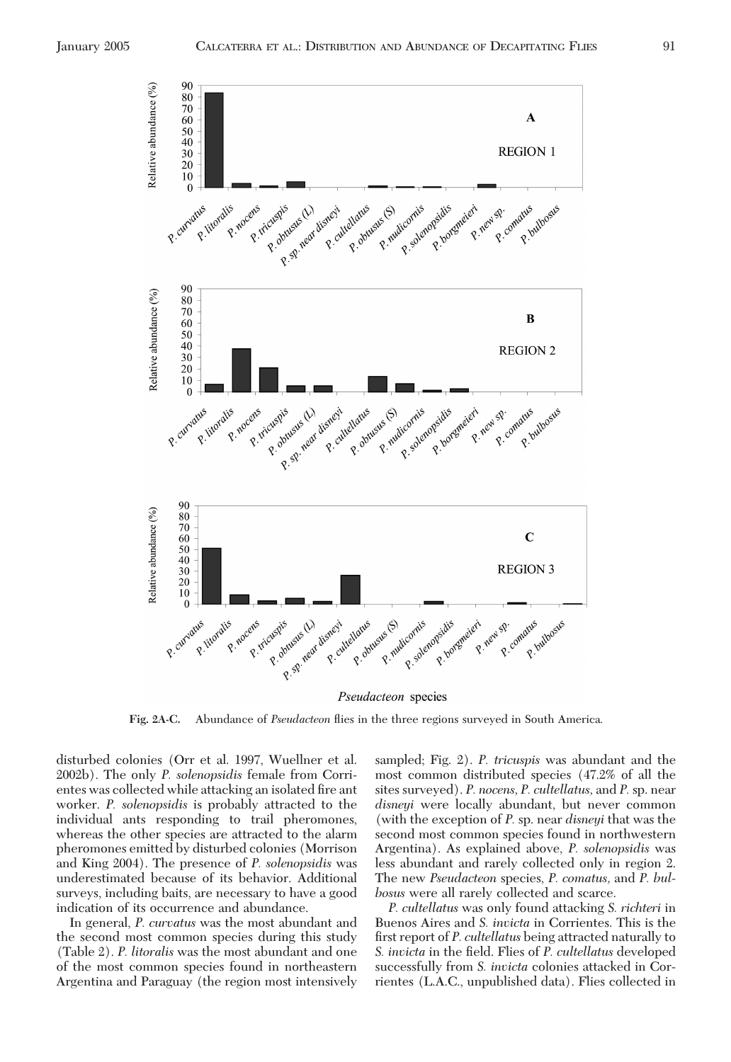Fig. 2A-C. Abundance of *Pseudacteon* flies in the three regions surveyed in South America.

disturbed colonies (Orr et al. 1997, Wuellner et al. 2002b). The only *P. solenopsidis* female from Corrientes was collected while attacking an isolated fire ant worker. *P. solenopsidis* is probably attracted to the individual ants responding to trail pheromones, whereas the other species are attracted to the alarm pheromones emitted by disturbed colonies (Morrison and King 2004). The presence of *P. solenopsidis* was underestimated because of its behavior. Additional surveys, including baits, are necessary to have a good indication of its occurrence and abundance.

In general, *P. curvatus* was the most abundant and the second most common species during this study (Table 2). *P. litoralis* was the most abundant and one of the most common species found in northeastern Argentina and Paraguay (the region most intensively sampled; Fig. 2). *P. tricuspis* was abundant and the most common distributed species (47.2% of all the sites surveyed). *P. nocens*, *P. cultellatus*, and *P.* sp. near *disneyi* were locally abundant, but never common (with the exception of *P.* sp. near *disneyi* that was the second most common species found in northwestern Argentina). As explained above, *P. solenopsidis* was less abundant and rarely collected only in region 2. The new *Pseudacteon* species, *P. comatus*, and *P. bulbosus* were all rarely collected and scarce.

*P. cultellatus* was only found attacking *S. richteri* in Buenos Aires and *S. invicta* in Corrientes. This is the first report of *P. cultellatus* being attracted naturally to *S. invicta* in the field. Flies of *P. cultellatus* developed successfully from *S. invicta* colonies attacked in Corrientes (L.A.C., unpublished data). Flies collected in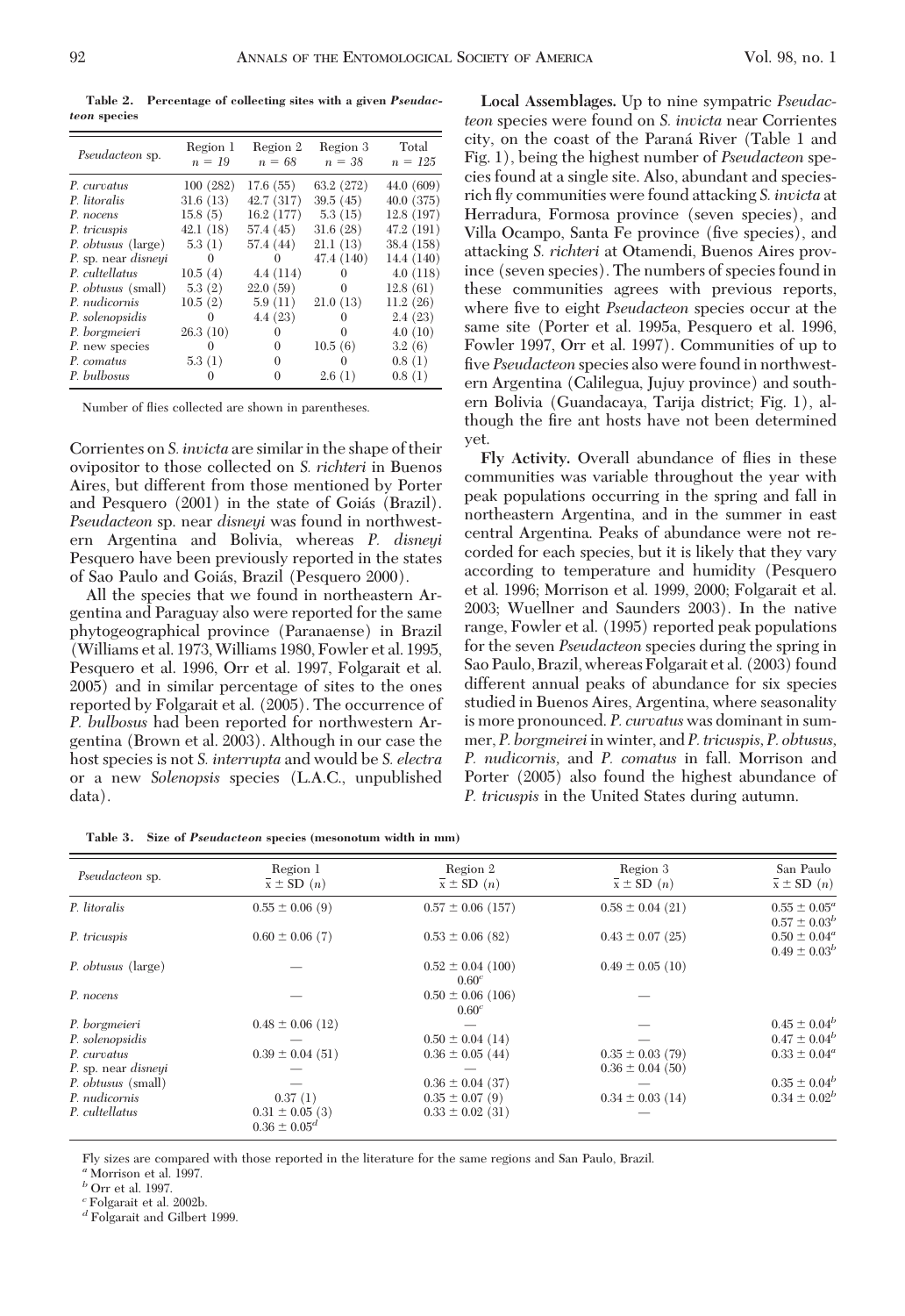**Table 2. Percentage of collecting sites with a given *Pseudacteon* species**

| *Pseudacteon* sp. | Region 1 $n = 19$ | Region 2 $n = 68$ | Region 3 $n = 38$ | Total $n = 125$ |
|---|---|---|---|---|
| *P. curvatus* | 100 (282) | 17.6 (55) | 63.2 (272) | 44.0 (609) |
| *P. litoralis* | 31.6 (13) | 42.7 (317) | 39.5 (45) | 40.0 (375) |
| *P. nocens* | 15.8 (5) | 16.2 (177) | 5.3 (15) | 12.8 (197) |
| *P. tricuspis* | 42.1 (18) | 57.4 (45) | 31.6 (28) | 47.2 (191) |
| *P. obtusus* (large) | 5.3 (1) | 57.4 (44) | 21.1 (13) | 38.4 (158) |
| *P.* sp. near *disneyi* | 0 | 0 | 47.4 (140) | 14.4 (140) |
| *P. cultellatus* | 10.5 (4) | 4.4 (114) | 0 | 4.0 (118) |
| *P. obtusus* (small) | 5.3 (2) | 22.0 (59) | 0 | 12.8 (61) |
| *P. nudicornis* | 10.5 (2) | 5.9 (11) | 21.0 (13) | 11.2 (26) |
| *P. solenopsidis* | 0 | 4.4 (23) | 0 | 2.4 (23) |
| *P. borgmeieri* | 26.3 (10) | 0 | 0 | 4.0 (10) |
| *P.* new species | 0 | 0 | 10.5 (6) | 3.2 (6) |
| *P. comatus* | 5.3 (1) | 0 | 0 | 0.8 (1) |
| *P. bulbosus* | 0 | 0 | 2.6 (1) | 0.8 (1) |

Number of flies collected are shown in parentheses.

Corrientes on *S. invicta* are similar in the shape of their ovipositor to those collected on *S. richteri* in Buenos Aires, but different from those mentioned by Porter and Pesquero (2001) in the state of Goiás (Brazil). *Pseudacteon* sp. near *disneyi* was found in northwestern Argentina and Bolivia, whereas *P. disneyi* Pesquero have been previously reported in the states of Sao Paulo and Goiás, Brazil (Pesquero 2000).

All the species that we found in northeastern Argentina and Paraguay also were reported for the same phytogeographical province (Paranaense) in Brazil (Williams et al. 1973, Williams 1980, Fowler et al. 1995, Pesquero et al. 1996, Orr et al. 1997, Folgarait et al. 2005) and in similar percentage of sites to the ones reported by Folgarait et al. (2005). The occurrence of *P. bulbosus* had been reported for northwestern Argentina (Brown et al. 2003). Although in our case the host species is not *S. interrupta* and would be *S. electra* or a new *Solenopsis* species (L.A.C., unpublished data).

**Local Assemblages.** Up to nine sympatric *Pseudacteon* species were found on *S. invicta* near Corrientes city, on the coast of the Paraná River (Table 1 and Fig. 1), being the highest number of *Pseudacteon* species found at a single site. Also, abundant and species-rich fly communities were found attacking *S. invicta* at Herradura, Formosa province (seven species), and Villa Ocampo, Santa Fe province (five species), and attacking *S. richteri* at Otamendi, Buenos Aires province (seven species). The numbers of species found in these communities agrees with previous reports, where five to eight *Pseudacteon* species occur at the same site (Porter et al. 1995a, Pesquero et al. 1996, Fowler 1997, Orr et al. 1997). Communities of up to five *Pseudacteon* species also were found in northwestern Argentina (Calilegua, Jujuy province) and southern Bolivia (Guandacaya, Tarija district; Fig. 1), although the fire ant hosts have not been determined yet.

**Fly Activity.** Overall abundance of flies in these communities was variable throughout the year with peak populations occurring in the spring and fall in northeastern Argentina, and in the summer in east central Argentina. Peaks of abundance were not recorded for each species, but it is likely that they vary according to temperature and humidity (Pesquero et al. 1996; Morrison et al. 1999, 2000; Folgarait et al. 2003; Wuellner and Saunders 2003). In the native range, Fowler et al. (1995) reported peak populations for the seven *Pseudacteon* species during the spring in Sao Paulo, Brazil, whereas Folgarait et al. (2003) found different annual peaks of abundance for six species studied in Buenos Aires, Argentina, where seasonality is more pronounced. *P. curvatus* was dominant in summer, *P. borgmeirei* in winter, and *P. tricuspis*, *P. obtusus*, *P. nudicornis*, and *P. comatus* in fall. Morrison and Porter (2005) also found the highest abundance of *P. tricuspis* in the United States during autumn.

**Table 3. Size of *Pseudacteon* species (mesonotum width in mm)**

| *Pseudacteon* sp. | Region 1 $\bar{x} \pm$ SD ($n$) | Region 2 $\bar{x} \pm$ SD ($n$) | Region 3 $\bar{x} \pm$ SD ($n$) | San Paulo $\bar{x} \pm$ SD ($n$) |
|---|---|---|---|---|
| *P. litoralis* | $0.55 \pm 0.06$ (9) | $0.57 \pm 0.06$ (157) | $0.58 \pm 0.04$ (21) | $0.55 \pm 0.05^a$ $0.57 \pm 0.03^b$ |
| *P. tricuspis* | $0.60 \pm 0.06$ (7) | $0.53 \pm 0.06$ (82) | $0.43 \pm 0.07$ (25) | $0.50 \pm 0.04^a$ $0.49 \pm 0.03^b$ |
| *P. obtusus* (large) | — | $0.52 \pm 0.04$ (100) $0.60^c$ | $0.49 \pm 0.05$ (10) | |
| *P. nocens* | — | $0.50 \pm 0.06$ (106) $0.60^c$ | — | |
| *P. borgmeieri* | $0.48 \pm 0.06$ (12) | — | — | $0.45 \pm 0.04^b$ |
| *P. solenopsidis* | — | $0.50 \pm 0.04$ (14) | — | $0.47 \pm 0.04^b$ |
| *P. curvatus* | $0.39 \pm 0.04$ (51) | $0.36 \pm 0.05$ (44) | $0.35 \pm 0.03$ (79) | $0.33 \pm 0.04^a$ |
| *P.* sp. near *disneyi* | — | — | $0.36 \pm 0.04$ (50) | |
| *P. obtusus* (small) | — | $0.36 \pm 0.04$ (37) | — | $0.35 \pm 0.04^b$ |
| *P. nudicornis* | 0.37 (1) | $0.35 \pm 0.07$ (9) | $0.34 \pm 0.03$ (14) | $0.34 \pm 0.02^b$ |
| *P. cultellatus* | $0.31 \pm 0.05$ (3) $0.36 \pm 0.05^d$ | $0.33 \pm 0.02$ (31) | — | |

Fly sizes are compared with those reported in the literature for the same regions and San Paulo, Brazil.

[a] Morrison et al. 1997.

[b] Orr et al. 1997.

[c] Folgarait et al. 2002b.

[d] Folgarait and Gilbert 1999.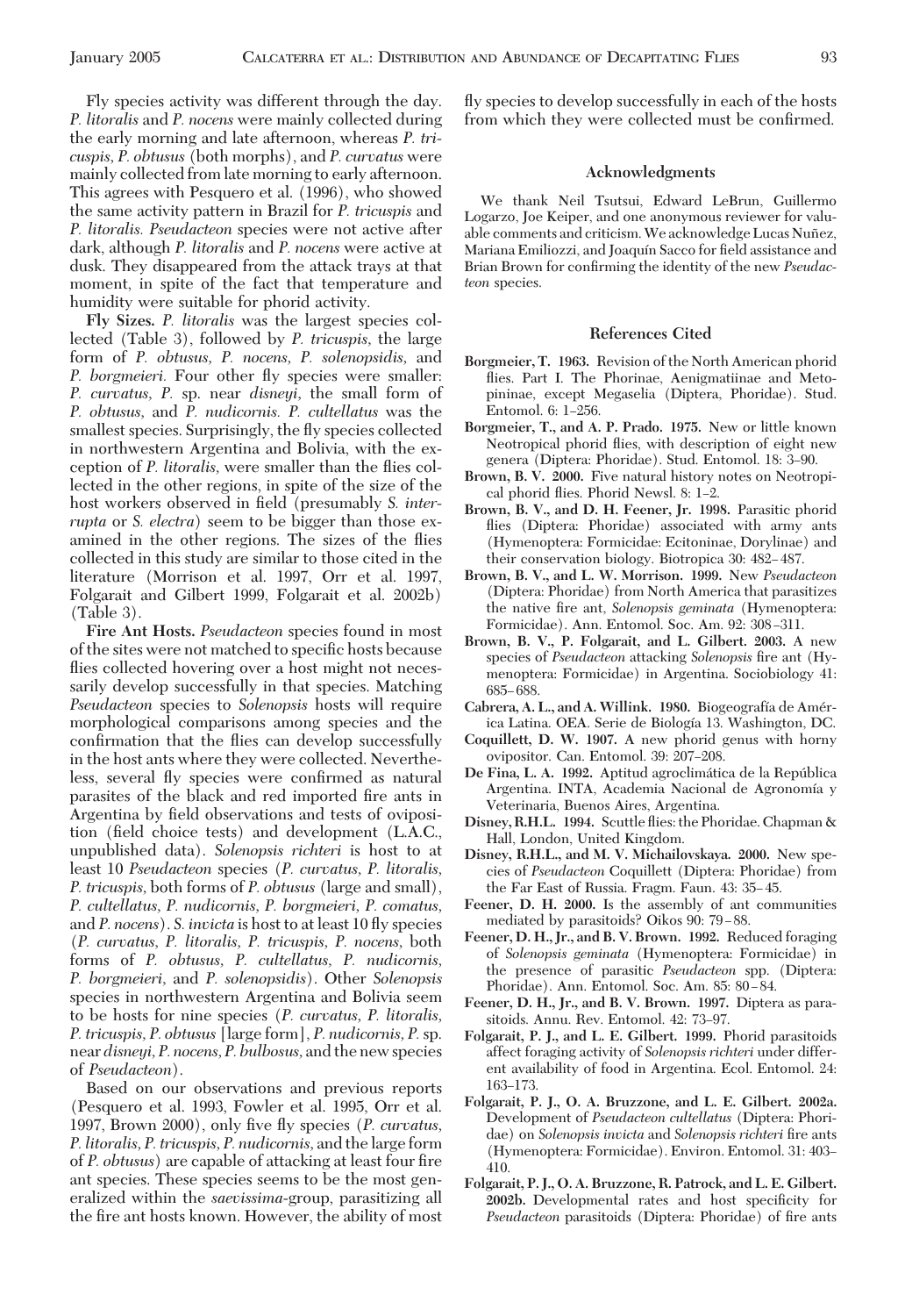Fly species activity was different through the day. *P. litoralis* and *P. nocens* were mainly collected during the early morning and late afternoon, whereas *P. tricuspis*, *P. obtusus* (both morphs), and *P. curvatus* were mainly collected from late morning to early afternoon. This agrees with Pesquero et al. (1996), who showed the same activity pattern in Brazil for *P. tricuspis* and *P. litoralis*. *Pseudacteon* species were not active after dark, although *P. litoralis* and *P. nocens* were active at dusk. They disappeared from the attack trays at that moment, in spite of the fact that temperature and humidity were suitable for phorid activity.

**Fly Sizes.** *P. litoralis* was the largest species collected (Table 3), followed by *P. tricuspis*, the large form of *P. obtusus*, *P. nocens*, *P. solenopsidis*, and *P. borgmeieri*. Four other fly species were smaller: *P. curvatus*, *P.* sp. near *disneyi*, the small form of *P. obtusus*, and *P. nudicornis*. *P. cultellatus* was the smallest species. Surprisingly, the fly species collected in northwestern Argentina and Bolivia, with the exception of *P. litoralis*, were smaller than the flies collected in the other regions, in spite of the size of the host workers observed in field (presumably *S. interrupta* or *S. electra*) seem to be bigger than those examined in the other regions. The sizes of the flies collected in this study are similar to those cited in the literature (Morrison et al. 1997, Orr et al. 1997, Folgarait and Gilbert 1999, Folgarait et al. 2002b) (Table 3).

**Fire Ant Hosts.** *Pseudacteon* species found in most of the sites were not matched to specific hosts because flies collected hovering over a host might not necessarily develop successfully in that species. Matching *Pseudacteon* species to *Solenopsis* hosts will require morphological comparisons among species and the confirmation that the flies can develop successfully in the host ants where they were collected. Nevertheless, several fly species were confirmed as natural parasites of the black and red imported fire ants in Argentina by field observations and tests of oviposition (field choice tests) and development (L.A.C., unpublished data). *Solenopsis richteri* is host to at least 10 *Pseudacteon* species (*P. curvatus, P. litoralis, P. tricuspis*, both forms of *P. obtusus* (large and small), *P. cultellatus, P. nudicornis, P. borgmeieri, P. comatus*, and *P. nocens*). *S. invicta* is host to at least 10 fly species (*P. curvatus, P. litoralis, P. tricuspis, P. nocens*, both forms of *P. obtusus, P. cultellatus, P. nudicornis, P. borgmeieri*, and *P. solenopsidis*). Other *Solenopsis* species in northwestern Argentina and Bolivia seem to be hosts for nine species (*P. curvatus, P. litoralis, P. tricuspis, P. obtusus* [large form], *P. nudicornis, P.* sp. near *disneyi, P. nocens, P. bulbosus*, and the new species of *Pseudacteon*).

Based on our observations and previous reports (Pesquero et al. 1993, Fowler et al. 1995, Orr et al. 1997, Brown 2000), only five fly species (*P. curvatus, P. litoralis, P. tricuspis, P. nudicornis*, and the large form of *P. obtusus*) are capable of attacking at least four fire ant species. These species seems to be the most generalized within the *saevissima*-group, parasitizing all the fire ant hosts known. However, the ability of most fly species to develop successfully in each of the hosts from which they were collected must be confirmed.

## Acknowledgments

We thank Neil Tsutsui, Edward LeBrun, Guillermo Logarzo, Joe Keiper, and one anonymous reviewer for valuable comments and criticism. We acknowledge Lucas Nuñez, Mariana Emiliozzi, and Joaquín Sacco for field assistance and Brian Brown for confirming the identity of the new *Pseudacteon* species.

## References Cited

**Borgmeier, T. 1963.** Revision of the North American phorid flies. Part I. The Phorinae, Aenigmatiinae and Metopininae, except Megaselia (Diptera, Phoridae). Stud. Entomol. 6: 1–256.

**Borgmeier, T., and A. P. Prado. 1975.** New or little known Neotropical phorid flies, with description of eight new genera (Diptera: Phoridae). Stud. Entomol. 18: 3–90.

**Brown, B. V. 2000.** Five natural history notes on Neotropical phorid flies. Phorid Newsl. 8: 1–2.

**Brown, B. V., and D. H. Feener, Jr. 1998.** Parasitic phorid flies (Diptera: Phoridae) associated with army ants (Hymenoptera: Formicidae: Ecitoninae, Dorylinae) and their conservation biology. Biotropica 30: 482–487.

**Brown, B. V., and L. W. Morrison. 1999.** New *Pseudacteon* (Diptera: Phoridae) from North America that parasitizes the native fire ant, *Solenopsis geminata* (Hymenoptera: Formicidae). Ann. Entomol. Soc. Am. 92: 308–311.

**Brown, B. V., P. Folgarait, and L. Gilbert. 2003.** A new species of *Pseudacteon* attacking *Solenopsis* fire ant (Hymenoptera: Formicidae) in Argentina. Sociobiology 41: 685–688.

**Cabrera, A. L., and A. Willink. 1980.** Biogeografía de América Latina. OEA. Serie de Biología 13. Washington, DC.

**Coquillett, D. W. 1907.** A new phorid genus with horny ovipositor. Can. Entomol. 39: 207–208.

**De Fina, L. A. 1992.** Aptitud agroclimática de la República Argentina. INTA, Academia Nacional de Agronomía y Veterinaria, Buenos Aires, Argentina.

**Disney, R.H.L. 1994.** Scuttle flies: the Phoridae. Chapman & Hall, London, United Kingdom.

**Disney, R.H.L., and M. V. Michailovskaya. 2000.** New species of *Pseudacteon* Coquillett (Diptera: Phoridae) from the Far East of Russia. Fragm. Faun. 43: 35–45.

**Feener, D. H. 2000.** Is the assembly of ant communities mediated by parasitoids? Oikos 90: 79–88.

**Feener, D. H., Jr., and B. V. Brown. 1992.** Reduced foraging of *Solenopsis geminata* (Hymenoptera: Formicidae) in the presence of parasitic *Pseudacteon* spp. (Diptera: Phoridae). Ann. Entomol. Soc. Am. 85: 80–84.

**Feener, D. H., Jr., and B. V. Brown. 1997.** Diptera as parasitoids. Annu. Rev. Entomol. 42: 73–97.

**Folgarait, P. J., and L. E. Gilbert. 1999.** Phorid parasitoids affect foraging activity of *Solenopsis richteri* under different availability of food in Argentina. Ecol. Entomol. 24: 163–173.

**Folgarait, P. J., O. A. Bruzzone, and L. E. Gilbert. 2002a.** Development of *Pseudacteon cultellatus* (Diptera: Phoridae) on *Solenopsis invicta* and *Solenopsis richteri* fire ants (Hymenoptera: Formicidae). Environ. Entomol. 31: 403–410.

**Folgarait, P. J., O. A. Bruzzone, R. Patrock, and L. E. Gilbert. 2002b.** Developmental rates and host specificity for *Pseudacteon* parasitoids (Diptera: Phoridae) of fire ants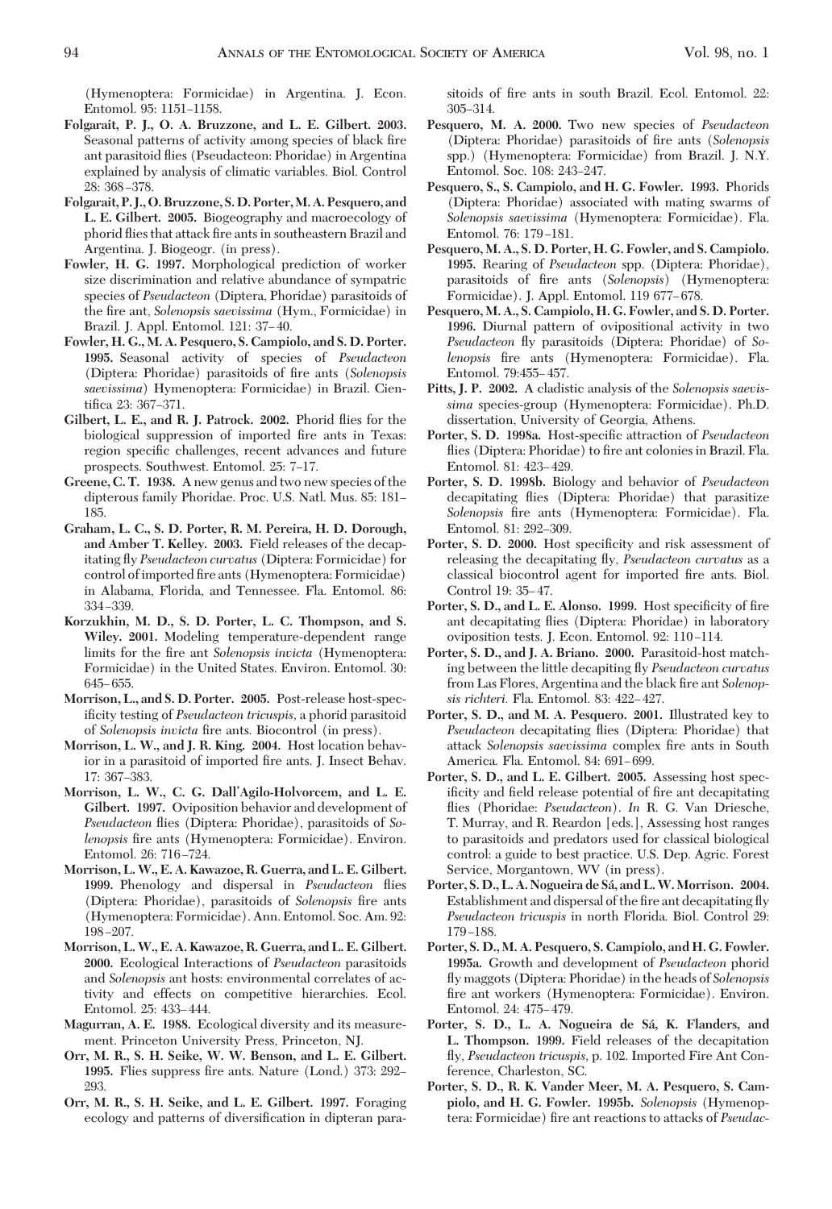(Hymenoptera: Formicidae) in Argentina. J. Econ. Entomol. 95: 1151–1158.

**Folgarait, P. J., O. A. Bruzzone, and L. E. Gilbert. 2003.** Seasonal patterns of activity among species of black fire ant parasitoid flies (Pseudacteon: Phoridae) in Argentina explained by analysis of climatic variables. Biol. Control 28: 368–378.

**Folgarait, P. J., O. Bruzzone, S. D. Porter, M. A. Pesquero, and L. E. Gilbert. 2005.** Biogeography and macroecology of phorid flies that attack fire ants in southeastern Brazil and Argentina. J. Biogeogr. (in press).

**Fowler, H. G. 1997.** Morphological prediction of worker size discrimination and relative abundance of sympatric species of *Pseudacteon* (Diptera, Phoridae) parasitoids of the fire ant, *Solenopsis saevissima* (Hym., Formicidae) in Brazil. J. Appl. Entomol. 121: 37–40.

**Fowler, H. G., M. A. Pesquero, S. Campiolo, and S. D. Porter. 1995.** Seasonal activity of species of *Pseudacteon* (Diptera: Phoridae) parasitoids of fire ants (*Solenopsis saevissima*) Hymenoptera: Formicidae) in Brazil. Cientifica 23: 367–371.

**Gilbert, L. E., and R. J. Patrock. 2002.** Phorid flies for the biological suppression of imported fire ants in Texas: region specific challenges, recent advances and future prospects. Southwest. Entomol. 25: 7–17.

**Greene, C. T. 1938.** A new genus and two new species of the dipterous family Phoridae. Proc. U.S. Natl. Mus. 85: 181–185.

**Graham, L. C., S. D. Porter, R. M. Pereira, H. D. Dorough, and Amber T. Kelley. 2003.** Field releases of the decapitating fly *Pseudacteon curvatus* (Diptera: Formicidae) for control of imported fire ants (Hymenoptera: Formicidae) in Alabama, Florida, and Tennessee. Fla. Entomol. 86: 334–339.

**Korzukhin, M. D., S. D. Porter, L. C. Thompson, and S. Wiley. 2001.** Modeling temperature-dependent range limits for the fire ant *Solenopsis invicta* (Hymenoptera: Formicidae) in the United States. Environ. Entomol. 30: 645–655.

**Morrison, L., and S. D. Porter. 2005.** Post-release host-specificity testing of *Pseudacteon tricuspis*, a phorid parasitoid of *Solenopsis invicta* fire ants. Biocontrol (in press).

**Morrison, L. W., and J. R. King. 2004.** Host location behavior in a parasitoid of imported fire ants. J. Insect Behav. 17: 367–383.

**Morrison, L. W., C. G. Dall'Agilo-Holvorcem, and L. E. Gilbert. 1997.** Oviposition behavior and development of *Pseudacteon* flies (Diptera: Phoridae), parasitoids of *Solenopsis* fire ants (Hymenoptera: Formicidae). Environ. Entomol. 26: 716–724.

**Morrison, L. W., E. A. Kawazoe, R. Guerra, and L. E. Gilbert. 1999.** Phenology and dispersal in *Pseudacteon* flies (Diptera: Phoridae), parasitoids of *Solenopsis* fire ants (Hymenoptera: Formicidae). Ann. Entomol. Soc. Am. 92: 198–207.

**Morrison, L. W., E. A. Kawazoe, R. Guerra, and L. E. Gilbert. 2000.** Ecological Interactions of *Pseudacteon* parasitoids and *Solenopsis* ant hosts: environmental correlates of activity and effects on competitive hierarchies. Ecol. Entomol. 25: 433–444.

**Magurran, A. E. 1988.** Ecological diversity and its measurement. Princeton University Press, Princeton, NJ.

**Orr, M. R., S. H. Seike, W. W. Benson, and L. E. Gilbert. 1995.** Flies suppress fire ants. Nature (Lond.) 373: 292–293.

**Orr, M. R., S. H. Seike, and L. E. Gilbert. 1997.** Foraging ecology and patterns of diversification in dipteran parasitoids of fire ants in south Brazil. Ecol. Entomol. 22: 305–314.

**Pesquero, M. A. 2000.** Two new species of *Pseudacteon* (Diptera: Phoridae) parasitoids of fire ants (*Solenopsis* spp.) (Hymenoptera: Formicidae) from Brazil. J. N.Y. Entomol. Soc. 108: 243–247.

**Pesquero, S., S. Campiolo, and H. G. Fowler. 1993.** Phorids (Diptera: Phoridae) associated with mating swarms of *Solenopsis saevissima* (Hymenoptera: Formicidae). Fla. Entomol. 76: 179–181.

**Pesquero, M. A., S. D. Porter, H. G. Fowler, and S. Campiolo. 1995.** Rearing of *Pseudacteon* spp. (Diptera: Phoridae), parasitoids of fire ants (*Solenopsis*) (Hymenoptera: Formicidae). J. Appl. Entomol. 119 677–678.

**Pesquero, M. A., S. Campiolo, H. G. Fowler, and S. D. Porter. 1996.** Diurnal pattern of ovipositional activity in two *Pseudacteon* fly parasitoids (Diptera: Phoridae) of *Solenopsis* fire ants (Hymenoptera: Formicidae). Fla. Entomol. 79:455–457.

**Pitts, J. P. 2002.** A cladistic analysis of the *Solenopsis saevissima* species-group (Hymenoptera: Formicidae). Ph.D. dissertation, University of Georgia, Athens.

**Porter, S. D. 1998a.** Host-specific attraction of *Pseudacteon* flies (Diptera: Phoridae) to fire ant colonies in Brazil. Fla. Entomol. 81: 423–429.

**Porter, S. D. 1998b.** Biology and behavior of *Pseudacteon* decapitating flies (Diptera: Phoridae) that parasitize *Solenopsis* fire ants (Hymenoptera: Formicidae). Fla. Entomol. 81: 292–309.

**Porter, S. D. 2000.** Host specificity and risk assessment of releasing the decapitating fly, *Pseudacteon curvatus* as a classical biocontrol agent for imported fire ants. Biol. Control 19: 35–47.

**Porter, S. D., and L. E. Alonso. 1999.** Host specificity of fire ant decapitating flies (Diptera: Phoridae) in laboratory oviposition tests. J. Econ. Entomol. 92: 110–114.

**Porter, S. D., and J. A. Briano. 2000.** Parasitoid-host matching between the little decapiting fly *Pseudacteon curvatus* from Las Flores, Argentina and the black fire ant *Solenopsis richteri*. Fla. Entomol. 83: 422–427.

**Porter, S. D., and M. A. Pesquero. 2001.** Illustrated key to *Pseudacteon* decapitating flies (Diptera: Phoridae) that attack *Solenopsis saevissima* complex fire ants in South America. Fla. Entomol. 84: 691–699.

**Porter, S. D., and L. E. Gilbert. 2005.** Assessing host specificity and field release potential of fire ant decapitating flies (Phoridae: *Pseudacteon*). *In* R. G. Van Driesche, T. Murray, and R. Reardon [eds.], Assessing host ranges to parasitoids and predators used for classical biological control: a guide to best practice. U.S. Dep. Agric. Forest Service, Morgantown, WV (in press).

**Porter, S. D., L. A. Nogueira de Sá, and L. W. Morrison. 2004.** Establishment and dispersal of the fire ant decapitating fly *Pseudacteon tricuspis* in north Florida. Biol. Control 29: 179–188.

**Porter, S. D., M. A. Pesquero, S. Campiolo, and H. G. Fowler. 1995a.** Growth and development of *Pseudacteon* phorid fly maggots (Diptera: Phoridae) in the heads of *Solenopsis* fire ant workers (Hymenoptera: Formicidae). Environ. Entomol. 24: 475–479.

**Porter, S. D., L. A. Nogueira de Sá, K. Flanders, and L. Thompson. 1999.** Field releases of the decapitation fly, *Pseudacteon tricuspis*, p. 102. Imported Fire Ant Conference, Charleston, SC.

**Porter, S. D., R. K. Vander Meer, M. A. Pesquero, S. Campiolo, and H. G. Fowler. 1995b.** *Solenopsis* (Hymenoptera: Formicidae) fire ant reactions to attacks of *Pseudac-*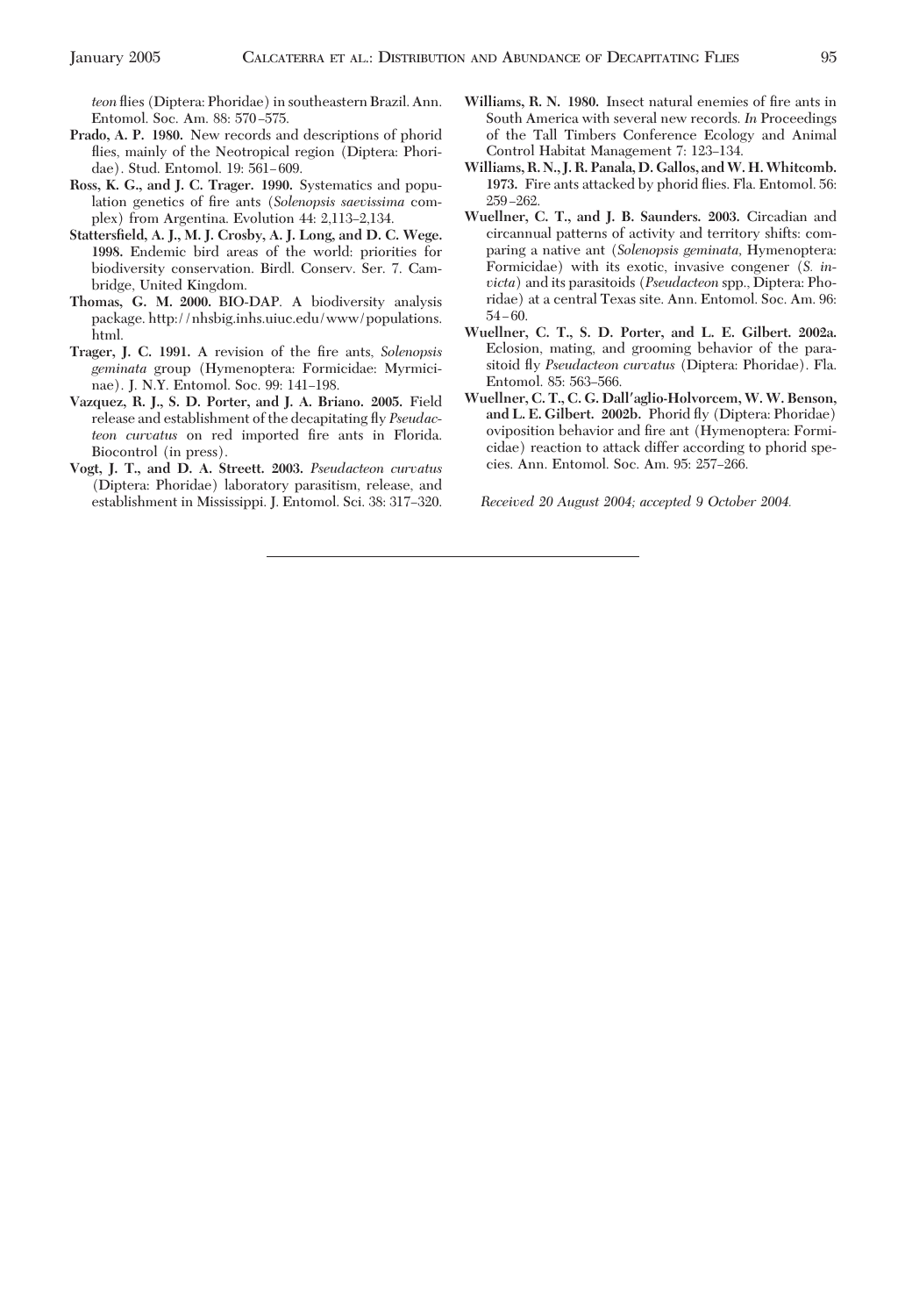*teon* flies (Diptera: Phoridae) in southeastern Brazil. Ann. Entomol. Soc. Am. 88: 570–575.

**Prado, A. P. 1980.** New records and descriptions of phorid flies, mainly of the Neotropical region (Diptera: Phoridae). Stud. Entomol. 19: 561–609.

**Ross, K. G., and J. C. Trager. 1990.** Systematics and population genetics of fire ants (*Solenopsis saevissima* complex) from Argentina. Evolution 44: 2,113–2,134.

**Stattersfield, A. J., M. J. Crosby, A. J. Long, and D. C. Wege. 1998.** Endemic bird areas of the world: priorities for biodiversity conservation. Birdl. Conserv. Ser. 7. Cambridge, United Kingdom.

**Thomas, G. M. 2000.** BIO-DAP. A biodiversity analysis package. http://nhsbig.inhs.uiuc.edu/www/populations.html.

**Trager, J. C. 1991.** A revision of the fire ants, *Solenopsis geminata* group (Hymenoptera: Formicidae: Myrmicinae). J. N.Y. Entomol. Soc. 99: 141–198.

**Vazquez, R. J., S. D. Porter, and J. A. Briano. 2005.** Field release and establishment of the decapitating fly *Pseudacteon curvatus* on red imported fire ants in Florida. Biocontrol (in press).

**Vogt, J. T., and D. A. Streett. 2003.** *Pseudacteon curvatus* (Diptera: Phoridae) laboratory parasitism, release, and establishment in Mississippi. J. Entomol. Sci. 38: 317–320.

**Williams, R. N. 1980.** Insect natural enemies of fire ants in South America with several new records. *In* Proceedings of the Tall Timbers Conference Ecology and Animal Control Habitat Management 7: 123–134.

**Williams, R. N., J. R. Panala, D. Gallos, and W. H. Whitcomb. 1973.** Fire ants attacked by phorid flies. Fla. Entomol. 56: 259–262.

**Wuellner, C. T., and J. B. Saunders. 2003.** Circadian and circannual patterns of activity and territory shifts: comparing a native ant (*Solenopsis geminata*, Hymenoptera: Formicidae) with its exotic, invasive congener (*S. invicta*) and its parasitoids (*Pseudacteon* spp., Diptera: Phoridae) at a central Texas site. Ann. Entomol. Soc. Am. 96: 54–60.

**Wuellner, C. T., S. D. Porter, and L. E. Gilbert. 2002a.** Eclosion, mating, and grooming behavior of the parasitoid fly *Pseudacteon curvatus* (Diptera: Phoridae). Fla. Entomol. 85: 563–566.

**Wuellner, C. T., C. G. Dall'aglio-Holvorcem, W. W. Benson, and L. E. Gilbert. 2002b.** Phorid fly (Diptera: Phoridae) oviposition behavior and fire ant (Hymenoptera: Formicidae) reaction to attack differ according to phorid species. Ann. Entomol. Soc. Am. 95: 257–266.

*Received 20 August 2004; accepted 9 October 2004.*